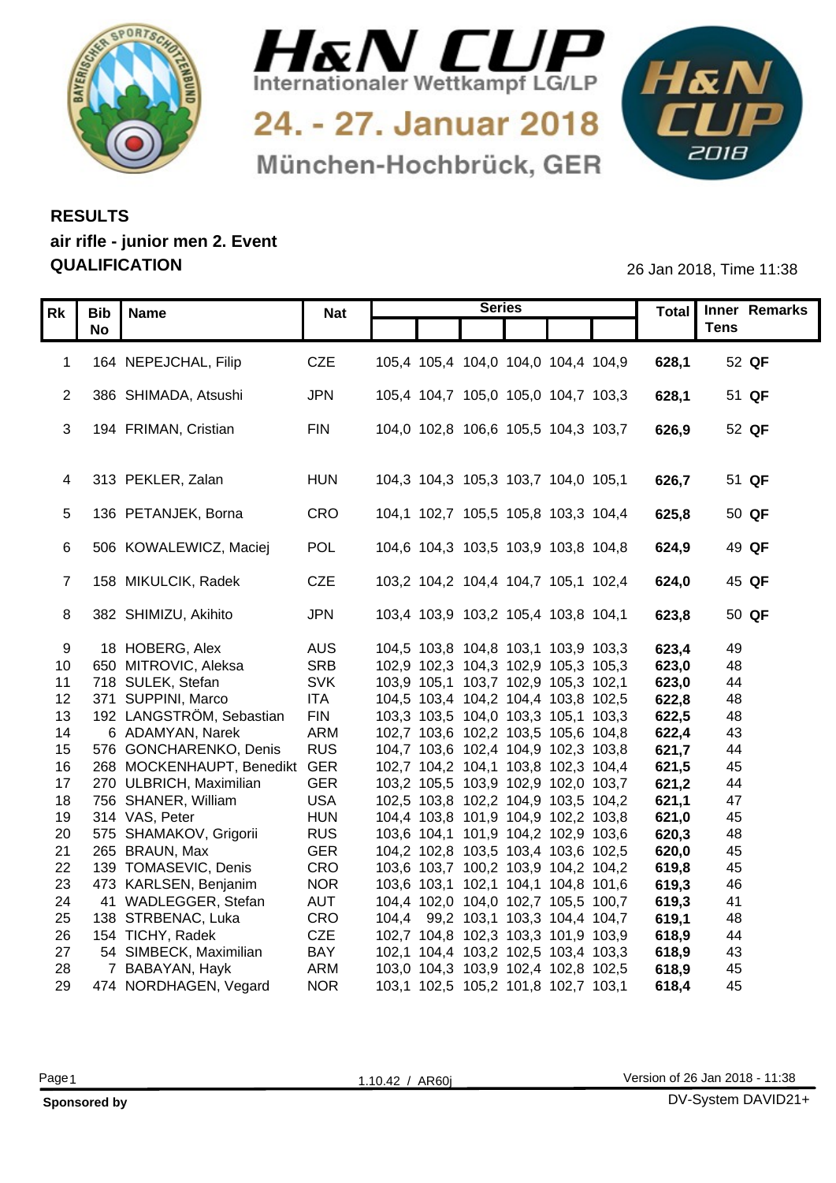# H&N CUP

Internationaler Wettkampf LG/LP

24. - 27. Januar 2018

München-Hochbrück, GER

**RESULTS**
**air rifle - junior men 2. Event**
**QUALIFICATION**

26 Jan 2018, Time 11:38

| Rk | Bib No | Name | Nat | Series | | | | | | Total | Inner Tens | Remarks |
|---|---|---|---|---|---|---|---|---|---|---|---|---|
| 1 | 164 | NEPEJCHAL, Filip | CZE | 105,4 | 105,4 | 104,0 | 104,0 | 104,4 | 104,9 | **628,1** | 52 | **QF** |
| 2 | 386 | SHIMADA, Atsushi | JPN | 105,4 | 104,7 | 105,0 | 105,0 | 104,7 | 103,3 | **628,1** | 51 | **QF** |
| 3 | 194 | FRIMAN, Cristian | FIN | 104,0 | 102,8 | 106,6 | 105,5 | 104,3 | 103,7 | **626,9** | 52 | **QF** |
| 4 | 313 | PEKLER, Zalan | HUN | 104,3 | 104,3 | 105,3 | 103,7 | 104,0 | 105,1 | **626,7** | 51 | **QF** |
| 5 | 136 | PETANJEK, Borna | CRO | 104,1 | 102,7 | 105,5 | 105,8 | 103,3 | 104,4 | **625,8** | 50 | **QF** |
| 6 | 506 | KOWALEWICZ, Maciej | POL | 104,6 | 104,3 | 103,5 | 103,9 | 103,8 | 104,8 | **624,9** | 49 | **QF** |
| 7 | 158 | MIKULCIK, Radek | CZE | 103,2 | 104,2 | 104,4 | 104,7 | 105,1 | 102,4 | **624,0** | 45 | **QF** |
| 8 | 382 | SHIMIZU, Akihito | JPN | 103,4 | 103,9 | 103,2 | 105,4 | 103,8 | 104,1 | **623,8** | 50 | **QF** |
| 9 | 18 | HOBERG, Alex | AUS | 104,5 | 103,8 | 104,8 | 103,1 | 103,9 | 103,3 | **623,4** | 49 | |
| 10 | 650 | MITROVIC, Aleksa | SRB | 102,9 | 102,3 | 104,3 | 102,9 | 105,3 | 105,3 | **623,0** | 48 | |
| 11 | 718 | SULEK, Stefan | SVK | 103,9 | 105,1 | 103,7 | 102,9 | 105,3 | 102,1 | **623,0** | 44 | |
| 12 | 371 | SUPPINI, Marco | ITA | 104,5 | 103,4 | 104,2 | 104,4 | 103,8 | 102,5 | **622,8** | 48 | |
| 13 | 192 | LANGSTRÖM, Sebastian | FIN | 103,3 | 103,5 | 104,0 | 103,3 | 105,1 | 103,3 | **622,5** | 48 | |
| 14 | 6 | ADAMYAN, Narek | ARM | 102,7 | 103,6 | 102,2 | 103,5 | 105,6 | 104,8 | **622,4** | 43 | |
| 15 | 576 | GONCHARENKO, Denis | RUS | 104,7 | 103,6 | 102,4 | 104,9 | 102,3 | 103,8 | **621,7** | 44 | |
| 16 | 268 | MOCKENHAUPT, Benedikt | GER | 102,7 | 104,2 | 104,1 | 103,8 | 102,3 | 104,4 | **621,5** | 45 | |
| 17 | 270 | ULBRICH, Maximilian | GER | 103,2 | 105,5 | 103,9 | 102,9 | 102,0 | 103,7 | **621,2** | 44 | |
| 18 | 756 | SHANER, William | USA | 102,5 | 103,8 | 102,2 | 104,9 | 103,5 | 104,2 | **621,1** | 47 | |
| 19 | 314 | VAS, Peter | HUN | 104,4 | 103,8 | 101,9 | 104,9 | 102,2 | 103,8 | **621,0** | 45 | |
| 20 | 575 | SHAMAKOV, Grigorii | RUS | 103,6 | 104,1 | 101,9 | 104,2 | 102,9 | 103,6 | **620,3** | 48 | |
| 21 | 265 | BRAUN, Max | GER | 104,2 | 102,8 | 103,5 | 103,4 | 103,6 | 102,5 | **620,0** | 45 | |
| 22 | 139 | TOMASEVIC, Denis | CRO | 103,6 | 103,7 | 100,2 | 103,9 | 104,2 | 104,2 | **619,8** | 45 | |
| 23 | 473 | KARLSEN, Benjanim | NOR | 103,6 | 103,1 | 102,1 | 104,1 | 104,8 | 101,6 | **619,3** | 46 | |
| 24 | 41 | WADLEGGER, Stefan | AUT | 104,4 | 102,0 | 104,0 | 102,7 | 105,5 | 100,7 | **619,3** | 41 | |
| 25 | 138 | STRBENAC, Luka | CRO | 104,4 | 99,2 | 103,1 | 103,3 | 104,4 | 104,7 | **619,1** | 48 | |
| 26 | 154 | TICHY, Radek | CZE | 102,7 | 104,8 | 102,3 | 103,3 | 101,9 | 103,9 | **618,9** | 44 | |
| 27 | 54 | SIMBECK, Maximilian | BAY | 102,1 | 104,4 | 103,2 | 102,5 | 103,4 | 103,3 | **618,9** | 43 | |
| 28 | 7 | BABAYAN, Hayk | ARM | 103,0 | 104,3 | 103,9 | 102,4 | 102,8 | 102,5 | **618,9** | 45 | |
| 29 | 474 | NORDHAGEN, Vegard | NOR | 103,1 | 102,5 | 105,2 | 101,8 | 102,7 | 103,1 | **618,4** | 45 | |

1.10.42 / AR60j

Version of 26 Jan 2018 - 11:38

**Sponsored by**

DV-System DAVID21+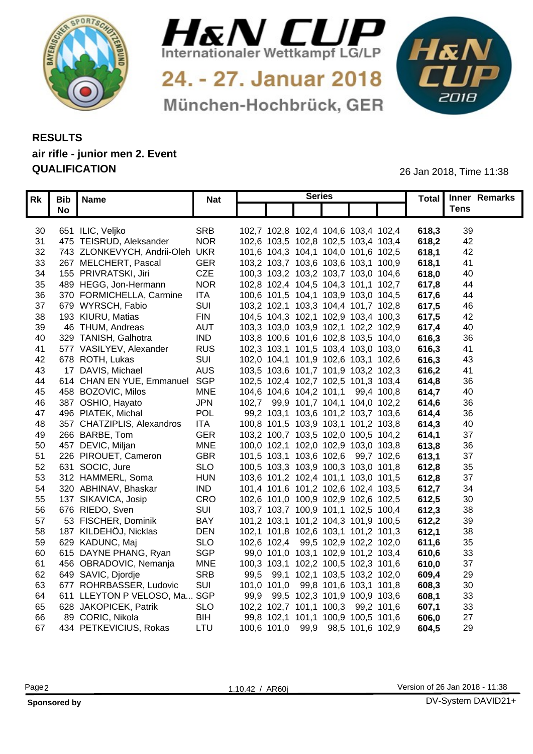# H&N CUP

Internationaler Wettkampf LG/LP

24. - 27. Januar 2018

München-Hochbrück, GER

## RESULTS

### air rifle - junior men 2. Event
### QUALIFICATION

26 Jan 2018, Time 11:38

| Rk | Bib No | Name | Nat | Series | | | | | | Total | Inner Tens | Remarks |
|---|---|---|---|---|---|---|---|---|---|---|---|---|
| 30 | 651 | ILIC, Veljko | SRB | 102,7 | 102,8 | 102,4 | 104,6 | 103,4 | 102,4 | **618,3** | 39 | |
| 31 | 475 | TEISRUD, Aleksander | NOR | 102,6 | 103,5 | 102,8 | 102,5 | 103,4 | 103,4 | **618,2** | 42 | |
| 32 | 743 | ZLONKEVYCH, Andrii-Oleh | UKR | 101,6 | 104,3 | 104,1 | 104,0 | 101,6 | 102,5 | **618,1** | 42 | |
| 33 | 267 | MELCHERT, Pascal | GER | 103,2 | 103,7 | 103,6 | 103,6 | 103,1 | 100,9 | **618,1** | 41 | |
| 34 | 155 | PRIVRATSKI, Jiri | CZE | 100,3 | 103,2 | 103,2 | 103,7 | 103,0 | 104,6 | **618,0** | 40 | |
| 35 | 489 | HEGG, Jon-Hermann | NOR | 102,8 | 102,4 | 104,5 | 104,3 | 101,1 | 102,7 | **617,8** | 44 | |
| 36 | 370 | FORMICHELLA, Carmine | ITA | 100,6 | 101,5 | 104,1 | 103,9 | 103,0 | 104,5 | **617,6** | 44 | |
| 37 | 679 | WYRSCH, Fabio | SUI | 103,2 | 102,1 | 103,3 | 104,4 | 101,7 | 102,8 | **617,5** | 46 | |
| 38 | 193 | KIURU, Matias | FIN | 104,5 | 104,3 | 102,1 | 102,9 | 103,4 | 100,3 | **617,5** | 42 | |
| 39 | 46 | THUM, Andreas | AUT | 103,3 | 103,0 | 103,9 | 102,1 | 102,2 | 102,9 | **617,4** | 40 | |
| 40 | 329 | TANISH, Galhotra | IND | 103,8 | 100,6 | 101,6 | 102,8 | 103,5 | 104,0 | **616,3** | 36 | |
| 41 | 577 | VASILYEV, Alexander | RUS | 102,3 | 103,1 | 101,5 | 103,4 | 103,0 | 103,0 | **616,3** | 41 | |
| 42 | 678 | ROTH, Lukas | SUI | 102,0 | 104,1 | 101,9 | 102,6 | 103,1 | 102,6 | **616,3** | 43 | |
| 43 | 17 | DAVIS, Michael | AUS | 103,5 | 103,6 | 101,7 | 101,9 | 103,2 | 102,3 | **616,2** | 41 | |
| 44 | 614 | CHAN EN YUE, Emmanuel | SGP | 102,5 | 102,4 | 102,7 | 102,5 | 101,3 | 103,4 | **614,8** | 36 | |
| 45 | 458 | BOZOVIC, Milos | MNE | 104,6 | 104,6 | 104,2 | 101,1 | 99,4 | 100,8 | **614,7** | 40 | |
| 46 | 387 | OSHIO, Hayato | JPN | 102,7 | 99,9 | 101,7 | 104,1 | 104,0 | 102,2 | **614,6** | 36 | |
| 47 | 496 | PIATEK, Michal | POL | 99,2 | 103,1 | 103,6 | 101,2 | 103,7 | 103,6 | **614,4** | 36 | |
| 48 | 357 | CHATZIPLIS, Alexandros | ITA | 100,8 | 101,5 | 103,9 | 103,1 | 101,2 | 103,8 | **614,3** | 40 | |
| 49 | 266 | BARBE, Tom | GER | 103,2 | 100,7 | 103,5 | 102,0 | 100,5 | 104,2 | **614,1** | 37 | |
| 50 | 457 | DEVIC, Miljan | MNE | 100,0 | 102,1 | 102,0 | 102,9 | 103,0 | 103,8 | **613,8** | 36 | |
| 51 | 226 | PIROUET, Cameron | GBR | 101,5 | 103,1 | 103,6 | 102,6 | 99,7 | 102,6 | **613,1** | 37 | |
| 52 | 631 | SOCIC, Jure | SLO | 100,5 | 103,3 | 103,9 | 100,3 | 103,0 | 101,8 | **612,8** | 35 | |
| 53 | 312 | HAMMERL, Soma | HUN | 103,6 | 101,2 | 102,4 | 101,1 | 103,0 | 101,5 | **612,8** | 37 | |
| 54 | 320 | ABHINAV, Bhaskar | IND | 101,4 | 101,6 | 101,2 | 102,6 | 102,4 | 103,5 | **612,7** | 34 | |
| 55 | 137 | SIKAVICA, Josip | CRO | 102,6 | 101,0 | 100,9 | 102,9 | 102,6 | 102,5 | **612,5** | 30 | |
| 56 | 676 | RIEDO, Sven | SUI | 103,7 | 103,7 | 100,9 | 101,1 | 102,5 | 100,4 | **612,3** | 38 | |
| 57 | 53 | FISCHER, Dominik | BAY | 101,2 | 103,1 | 101,2 | 104,3 | 101,9 | 100,5 | **612,2** | 39 | |
| 58 | 187 | KILDEHÖJ, Nicklas | DEN | 102,1 | 101,8 | 102,6 | 103,1 | 101,2 | 101,3 | **612,1** | 38 | |
| 59 | 629 | KADUNC, Maj | SLO | 102,6 | 102,4 | 99,5 | 102,9 | 102,2 | 102,0 | **611,6** | 35 | |
| 60 | 615 | DAYNE PHANG, Ryan | SGP | 99,0 | 101,0 | 103,1 | 102,9 | 101,2 | 103,4 | **610,6** | 33 | |
| 61 | 456 | OBRADOVIC, Nemanja | MNE | 100,3 | 103,1 | 102,2 | 100,5 | 102,3 | 101,6 | **610,0** | 37 | |
| 62 | 649 | SAVIC, Djordje | SRB | 99,5 | 99,1 | 102,1 | 103,5 | 103,2 | 102,0 | **609,4** | 29 | |
| 63 | 677 | ROHRBASSER, Ludovic | SUI | 101,0 | 101,0 | 99,8 | 101,6 | 103,1 | 101,8 | **608,3** | 30 | |
| 64 | 611 | LLEYTON P VELOSO, Ma... | SGP | 99,9 | 99,5 | 102,3 | 101,9 | 100,9 | 103,6 | **608,1** | 33 | |
| 65 | 628 | JAKOPICEK, Patrik | SLO | 102,2 | 102,7 | 101,1 | 100,3 | 99,2 | 101,6 | **607,1** | 33 | |
| 66 | 89 | CORIC, Nikola | BIH | 99,8 | 102,1 | 101,1 | 100,9 | 100,5 | 101,6 | **606,0** | 27 | |
| 67 | 434 | PETKEVICIUS, Rokas | LTU | 100,6 | 101,0 | 99,9 | 98,5 | 101,6 | 102,9 | **604,5** | 29 | |

1.10.42 / AR60j

Version of 26 Jan 2018 - 11:38

**Sponsored by**

DV-System DAVID21+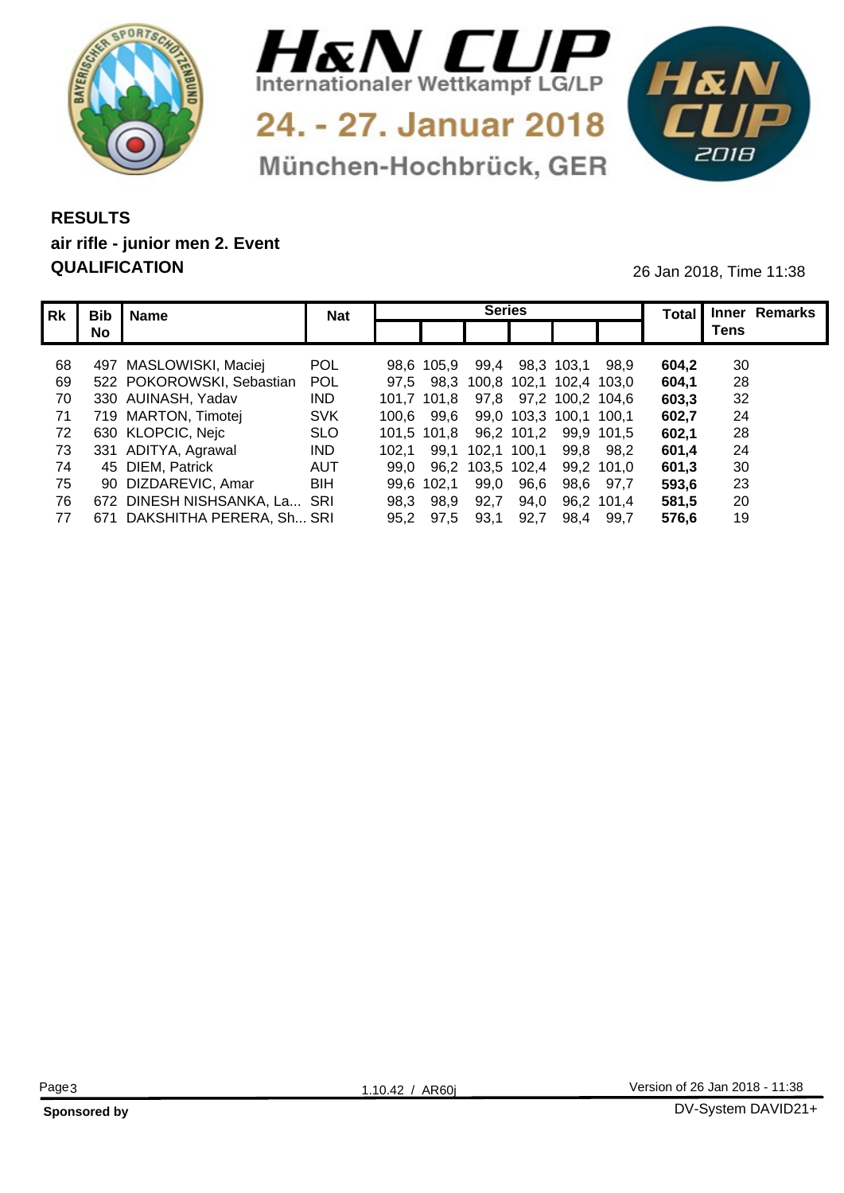# H&N CUP

Internationaler Wettkampf LG/LP

24. - 27. Januar 2018

München-Hochbrück, GER

## RESULTS
## air rifle - junior men 2. Event
## QUALIFICATION

26 Jan 2018, Time 11:38

| Rk | Bib No | Name | Nat | Series | | | | | | Total | Inner Tens | Remarks |
|---|---|---|---|---|---|---|---|---|---|---|---|---|
| 68 | 497 | MASLOWISKI, Maciej | POL | 98,6 | 105,9 | 99,4 | 98,3 | 103,1 | 98,9 | **604,2** | 30 | |
| 69 | 522 | POKOROWSKI, Sebastian | POL | 97,5 | 98,3 | 100,8 | 102,1 | 102,4 | 103,0 | **604,1** | 28 | |
| 70 | 330 | AUINASH, Yadav | IND | 101,7 | 101,8 | 97,8 | 97,2 | 100,2 | 104,6 | **603,3** | 32 | |
| 71 | 719 | MARTON, Timotej | SVK | 100,6 | 99,6 | 99,0 | 103,3 | 100,1 | 100,1 | **602,7** | 24 | |
| 72 | 630 | KLOPCIC, Nejc | SLO | 101,5 | 101,8 | 96,2 | 101,2 | 99,9 | 101,5 | **602,1** | 28 | |
| 73 | 331 | ADITYA, Agrawal | IND | 102,1 | 99,1 | 102,1 | 100,1 | 99,8 | 98,2 | **601,4** | 24 | |
| 74 | 45 | DIEM, Patrick | AUT | 99,0 | 96,2 | 103,5 | 102,4 | 99,2 | 101,0 | **601,3** | 30 | |
| 75 | 90 | DIZDAREVIC, Amar | BIH | 99,6 | 102,1 | 99,0 | 96,6 | 98,6 | 97,7 | **593,6** | 23 | |
| 76 | 672 | DINESH NISHSANKA, La... | SRI | 98,3 | 98,9 | 92,7 | 94,0 | 96,2 | 101,4 | **581,5** | 20 | |
| 77 | 671 | DAKSHITHA PERERA, Sh... | SRI | 95,2 | 97,5 | 93,1 | 92,7 | 98,4 | 99,7 | **576,6** | 19 | |

1.10.42 / AR60j

Version of 26 Jan 2018 - 11:38

**Sponsored by**

DV-System DAVID21+